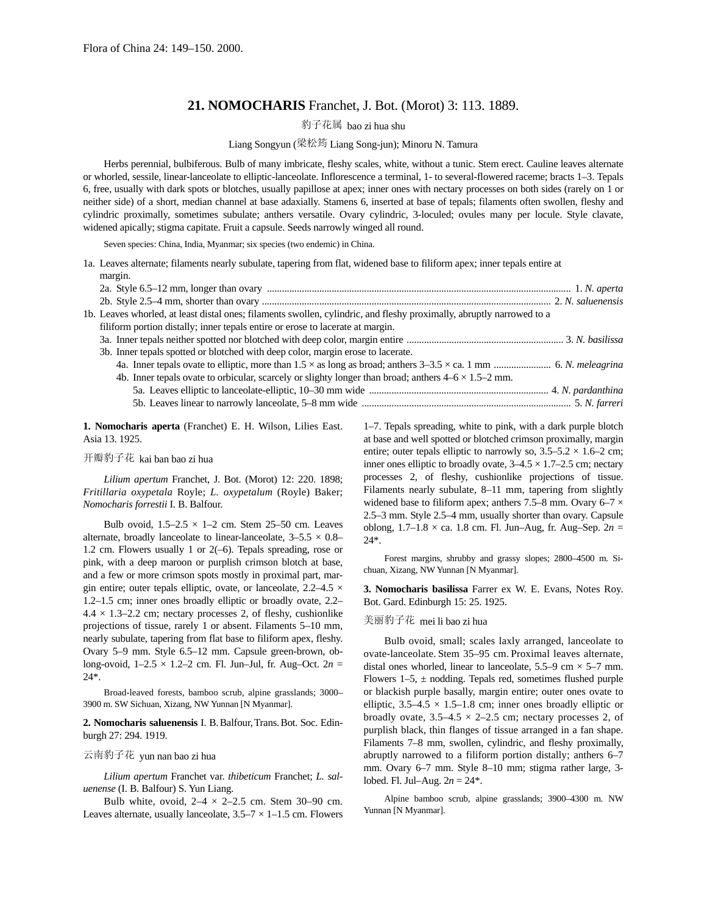# 21. NOMOCHARIS Franchet, J. Bot. (Morot) 3: 113. 1889.

豹子花属 bao zi hua shu

Liang Songyun (梁松筠 Liang Song-jun); Minoru N. Tamura

Herbs perennial, bulbiferous. Bulb of many imbricate, fleshy scales, white, without a tunic. Stem erect. Cauline leaves alternate or whorled, sessile, linear-lanceolate to elliptic-lanceolate. Inflorescence a terminal, 1- to several-flowered raceme; bracts 1–3. Tepals 6, free, usually with dark spots or blotches, usually papillose at apex; inner ones with nectary processes on both sides (rarely on 1 or neither side) of a short, median channel at base adaxially. Stamens 6, inserted at base of tepals; filaments often swollen, fleshy and cylindric proximally, sometimes subulate; anthers versatile. Ovary cylindric, 3-loculed; ovules many per locule. Style clavate, widened apically; stigma capitate. Fruit a capsule. Seeds narrowly winged all round.

Seven species: China, India, Myanmar; six species (two endemic) in China.

1a. Leaves alternate; filaments nearly subulate, tapering from flat, widened base to filiform apex; inner tepals entire at margin.
- 2a. Style 6.5–12 mm, longer than ovary ........ 1. *N. aperta*
- 2b. Style 2.5–4 mm, shorter than ovary ........ 2. *N. saluenensis*

1b. Leaves whorled, at least distal ones; filaments swollen, cylindric, and fleshy proximally, abruptly narrowed to a filiform portion distally; inner tepals entire or erose to lacerate at margin.
- 3a. Inner tepals neither spotted nor blotched with deep color, margin entire ........ 3. *N. basilissa*
- 3b. Inner tepals spotted or blotched with deep color, margin erose to lacerate.
  - 4a. Inner tepals ovate to elliptic, more than 1.5 × as long as broad; anthers 3–3.5 × ca. 1 mm ........ 6. *N. meleagrina*
  - 4b. Inner tepals ovate to orbicular, scarcely or slighty longer than broad; anthers 4–6 × 1.5–2 mm.
    - 5a. Leaves elliptic to lanceolate-elliptic, 10–30 mm wide ........ 4. *N. pardanthina*
    - 5b. Leaves linear to narrowly lanceolate, 5–8 mm wide ........ 5. *N. farreri*

**1. Nomocharis aperta** (Franchet) E. H. Wilson, Lilies East. Asia 13. 1925.

开瓣豹子花 kai ban bao zi hua

*Lilium apertum* Franchet, J. Bot. (Morot) 12: 220. 1898; *Fritillaria oxypetala* Royle; *L. oxypetalum* (Royle) Baker; *Nomocharis forrestii* I. B. Balfour.

Bulb ovoid, 1.5–2.5 × 1–2 cm. Stem 25–50 cm. Leaves alternate, broadly lanceolate to linear-lanceolate, 3–5.5 × 0.8–1.2 cm. Flowers usually 1 or 2(–6). Tepals spreading, rose or pink, with a deep maroon or purplish crimson blotch at base, and a few or more crimson spots mostly in proximal part, margin entire; outer tepals elliptic, ovate, or lanceolate, 2.2–4.5 × 1.2–1.5 cm; inner ones broadly elliptic or broadly ovate, 2.2–4.4 × 1.3–2.2 cm; nectary processes 2, of fleshy, cushionlike projections of tissue, rarely 1 or absent. Filaments 5–10 mm, nearly subulate, tapering from flat base to filiform apex, fleshy. Ovary 5–9 mm. Style 6.5–12 mm. Capsule green-brown, oblong-ovoid, 1–2.5 × 1.2–2 cm. Fl. Jun–Jul, fr. Aug–Oct. $2n = 24$*.

Broad-leaved forests, bamboo scrub, alpine grasslands; 3000–3900 m. SW Sichuan, Xizang, NW Yunnan [N Myanmar].

**2. Nomocharis saluenensis** I. B. Balfour, Trans. Bot. Soc. Edinburgh 27: 294. 1919.

云南豹子花 yun nan bao zi hua

*Lilium apertum* Franchet var. *thibeticum* Franchet; *L. saluenense* (I. B. Balfour) S. Yun Liang.

Bulb white, ovoid, 2–4 × 2–2.5 cm. Stem 30–90 cm. Leaves alternate, usually lanceolate, 3.5–7 × 1–1.5 cm. Flowers 1–7. Tepals spreading, white to pink, with a dark purple blotch at base and well spotted or blotched crimson proximally, margin entire; outer tepals elliptic to narrowly so, 3.5–5.2 × 1.6–2 cm; inner ones elliptic to broadly ovate, 3–4.5 × 1.7–2.5 cm; nectary processes 2, of fleshy, cushionlike projections of tissue. Filaments nearly subulate, 8–11 mm, tapering from slightly widened base to filiform apex; anthers 7.5–8 mm. Ovary 6–7 × 2.5–3 mm. Style 2.5–4 mm, usually shorter than ovary. Capsule oblong, 1.7–1.8 × ca. 1.8 cm. Fl. Jun–Aug, fr. Aug–Sep. $2n = 24$*.

Forest margins, shrubby and grassy slopes; 2800–4500 m. Sichuan, Xizang, NW Yunnan [N Myanmar].

**3. Nomocharis basilissa** Farrer ex W. E. Evans, Notes Roy. Bot. Gard. Edinburgh 15: 25. 1925.

美丽豹子花 mei li bao zi hua

Bulb ovoid, small; scales laxly arranged, lanceolate to ovate-lanceolate. Stem 35–95 cm. Proximal leaves alternate, distal ones whorled, linear to lanceolate, 5.5–9 cm × 5–7 mm. Flowers 1–5, ± nodding. Tepals red, sometimes flushed purple or blackish purple basally, margin entire; outer ones ovate to elliptic, 3.5–4.5 × 1.5–1.8 cm; inner ones broadly elliptic or broadly ovate, 3.5–4.5 × 2–2.5 cm; nectary processes 2, of purplish black, thin flanges of tissue arranged in a fan shape. Filaments 7–8 mm, swollen, cylindric, and fleshy proximally, abruptly narrowed to a filiform portion distally; anthers 6–7 mm. Ovary 6–7 mm. Style 8–10 mm; stigma rather large, 3-lobed. Fl. Jul–Aug. $2n = 24$*.

Alpine bamboo scrub, alpine grasslands; 3900–4300 m. NW Yunnan [N Myanmar].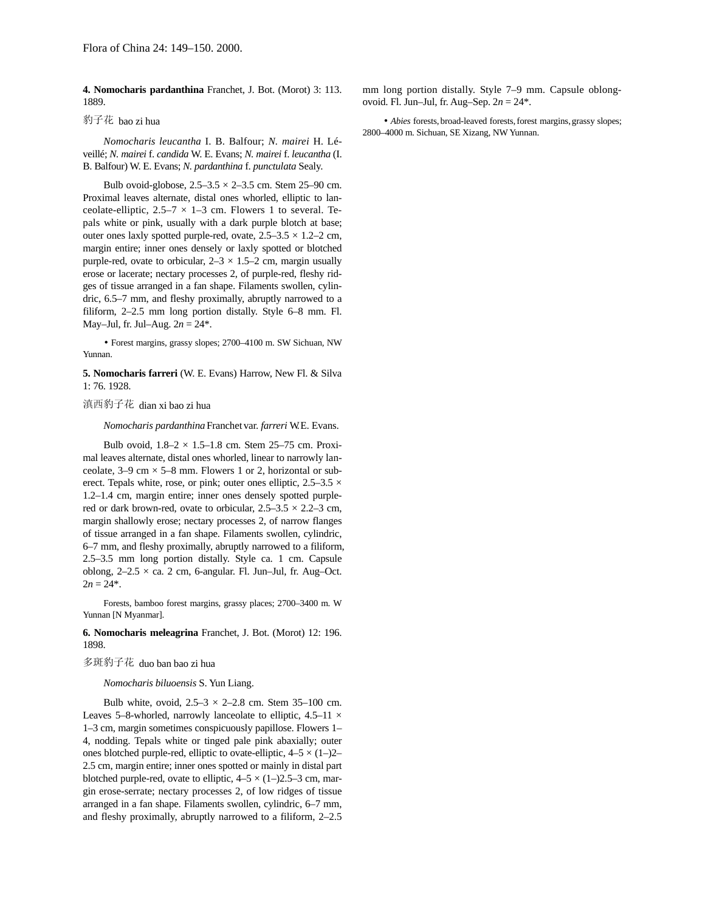**4. Nomocharis pardanthina** Franchet, J. Bot. (Morot) 3: 113. 1889.

豹子花 bao zi hua

*Nomocharis leucantha* I. B. Balfour; *N. mairei* H. Léveillé; *N. mairei* f. *candida* W. E. Evans; *N. mairei* f. *leucantha* (I. B. Balfour) W. E. Evans; *N. pardanthina* f. *punctulata* Sealy.

Bulb ovoid-globose, 2.5–3.5 × 2–3.5 cm. Stem 25–90 cm. Proximal leaves alternate, distal ones whorled, elliptic to lanceolate-elliptic, 2.5–7 × 1–3 cm. Flowers 1 to several. Tepals white or pink, usually with a dark purple blotch at base; outer ones laxly spotted purple-red, ovate, 2.5–3.5 × 1.2–2 cm, margin entire; inner ones densely or laxly spotted or blotched purple-red, ovate to orbicular, 2–3 × 1.5–2 cm, margin usually erose or lacerate; nectary processes 2, of purple-red, fleshy ridges of tissue arranged in a fan shape. Filaments swollen, cylindric, 6.5–7 mm, and fleshy proximally, abruptly narrowed to a filiform, 2–2.5 mm long portion distally. Style 6–8 mm. Fl. May–Jul, fr. Jul–Aug. 2*n* = 24*.

• Forest margins, grassy slopes; 2700–4100 m. SW Sichuan, NW Yunnan.

**5. Nomocharis farreri** (W. E. Evans) Harrow, New Fl. & Silva 1: 76. 1928.

滇西豹子花 dian xi bao zi hua

*Nomocharis pardanthina* Franchet var. *farreri* W.E. Evans.

Bulb ovoid, 1.8–2 × 1.5–1.8 cm. Stem 25–75 cm. Proximal leaves alternate, distal ones whorled, linear to narrowly lanceolate, 3–9 cm × 5–8 mm. Flowers 1 or 2, horizontal or suberect. Tepals white, rose, or pink; outer ones elliptic, 2.5–3.5 × 1.2–1.4 cm, margin entire; inner ones densely spotted purple-red or dark brown-red, ovate to orbicular, 2.5–3.5 × 2.2–3 cm, margin shallowly erose; nectary processes 2, of narrow flanges of tissue arranged in a fan shape. Filaments swollen, cylindric, 6–7 mm, and fleshy proximally, abruptly narrowed to a filiform, 2.5–3.5 mm long portion distally. Style ca. 1 cm. Capsule oblong, 2–2.5 × ca. 2 cm, 6-angular. Fl. Jun–Jul, fr. Aug–Oct. 2*n* = 24*.

Forests, bamboo forest margins, grassy places; 2700–3400 m. W Yunnan [N Myanmar].

**6. Nomocharis meleagrina** Franchet, J. Bot. (Morot) 12: 196. 1898.

多斑豹子花 duo ban bao zi hua

*Nomocharis biluoensis* S. Yun Liang.

Bulb white, ovoid, 2.5–3 × 2–2.8 cm. Stem 35–100 cm. Leaves 5–8-whorled, narrowly lanceolate to elliptic, 4.5–11 × 1–3 cm, margin sometimes conspicuously papillose. Flowers 1–4, nodding. Tepals white or tinged pale pink abaxially; outer ones blotched purple-red, elliptic to ovate-elliptic, 4–5 × (1–)2–2.5 cm, margin entire; inner ones spotted or mainly in distal part blotched purple-red, ovate to elliptic, 4–5 × (1–)2.5–3 cm, margin erose-serrate; nectary processes 2, of low ridges of tissue arranged in a fan shape. Filaments swollen, cylindric, 6–7 mm, and fleshy proximally, abruptly narrowed to a filiform, 2–2.5 mm long portion distally. Style 7–9 mm. Capsule oblong-ovoid. Fl. Jun–Jul, fr. Aug–Sep. 2*n* = 24*.

• *Abies* forests, broad-leaved forests, forest margins, grassy slopes; 2800–4000 m. Sichuan, SE Xizang, NW Yunnan.